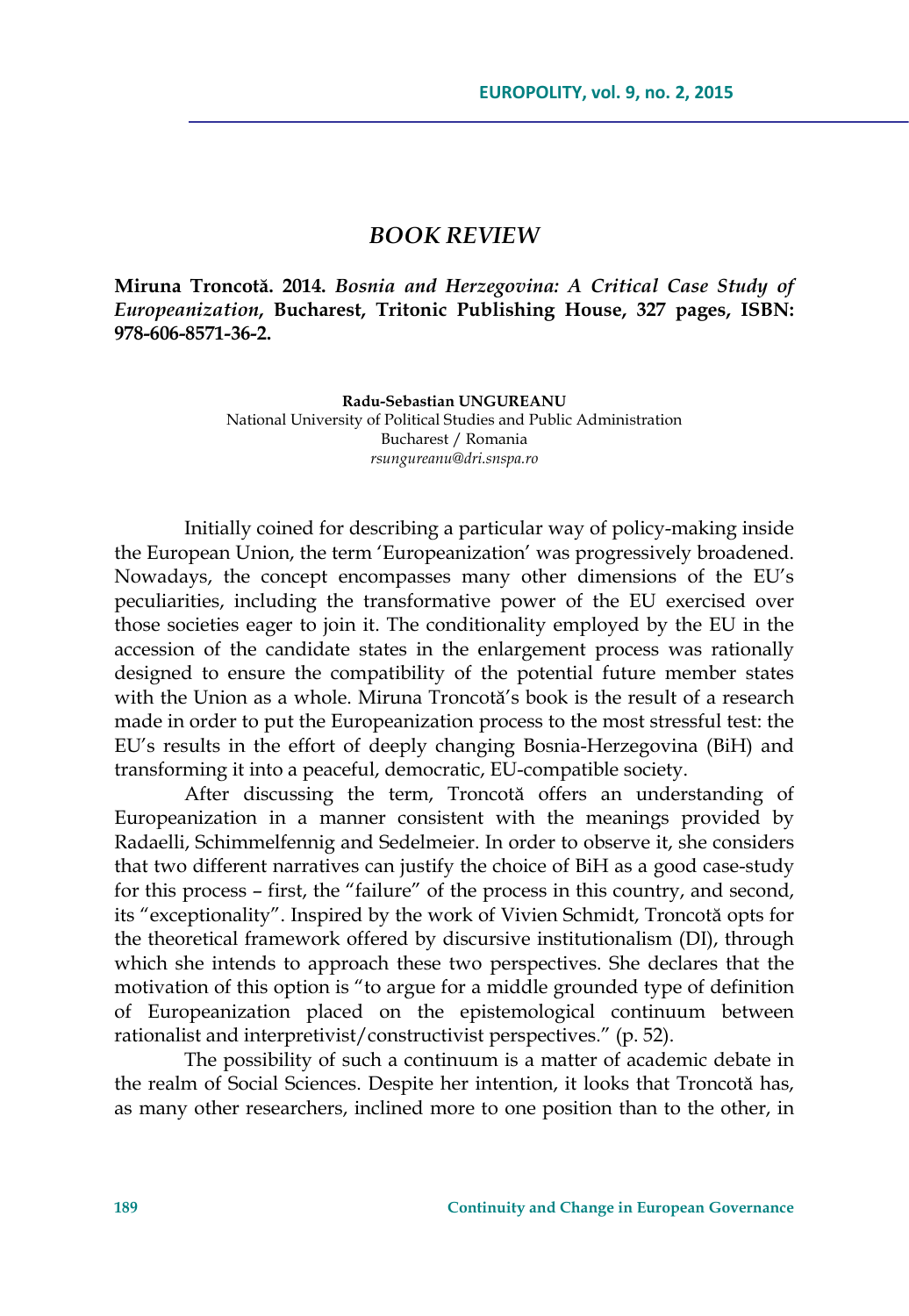# *BOOK REVIEW*

**Miruna Troncotă. 2014.** ***Bosnia and Herzegovina: A Critical Case Study of Europeanization*****, Bucharest, Tritonic Publishing House, 327 pages, ISBN: 978-606-8571-36-2.**

**Radu-Sebastian UNGUREANU**
National University of Political Studies and Public Administration
Bucharest / Romania
*rsungureanu@dri.snspa.ro*

Initially coined for describing a particular way of policy-making inside the European Union, the term 'Europeanization' was progressively broadened. Nowadays, the concept encompasses many other dimensions of the EU's peculiarities, including the transformative power of the EU exercised over those societies eager to join it. The conditionality employed by the EU in the accession of the candidate states in the enlargement process was rationally designed to ensure the compatibility of the potential future member states with the Union as a whole. Miruna Troncotă's book is the result of a research made in order to put the Europeanization process to the most stressful test: the EU's results in the effort of deeply changing Bosnia-Herzegovina (BiH) and transforming it into a peaceful, democratic, EU-compatible society.

After discussing the term, Troncotă offers an understanding of Europeanization in a manner consistent with the meanings provided by Radaelli, Schimmelfennig and Sedelmeier. In order to observe it, she considers that two different narratives can justify the choice of BiH as a good case-study for this process – first, the "failure" of the process in this country, and second, its "exceptionality". Inspired by the work of Vivien Schmidt, Troncotă opts for the theoretical framework offered by discursive institutionalism (DI), through which she intends to approach these two perspectives. She declares that the motivation of this option is "to argue for a middle grounded type of definition of Europeanization placed on the epistemological continuum between rationalist and interpretivist/constructivist perspectives." (p. 52).

The possibility of such a continuum is a matter of academic debate in the realm of Social Sciences. Despite her intention, it looks that Troncotă has, as many other researchers, inclined more to one position than to the other, in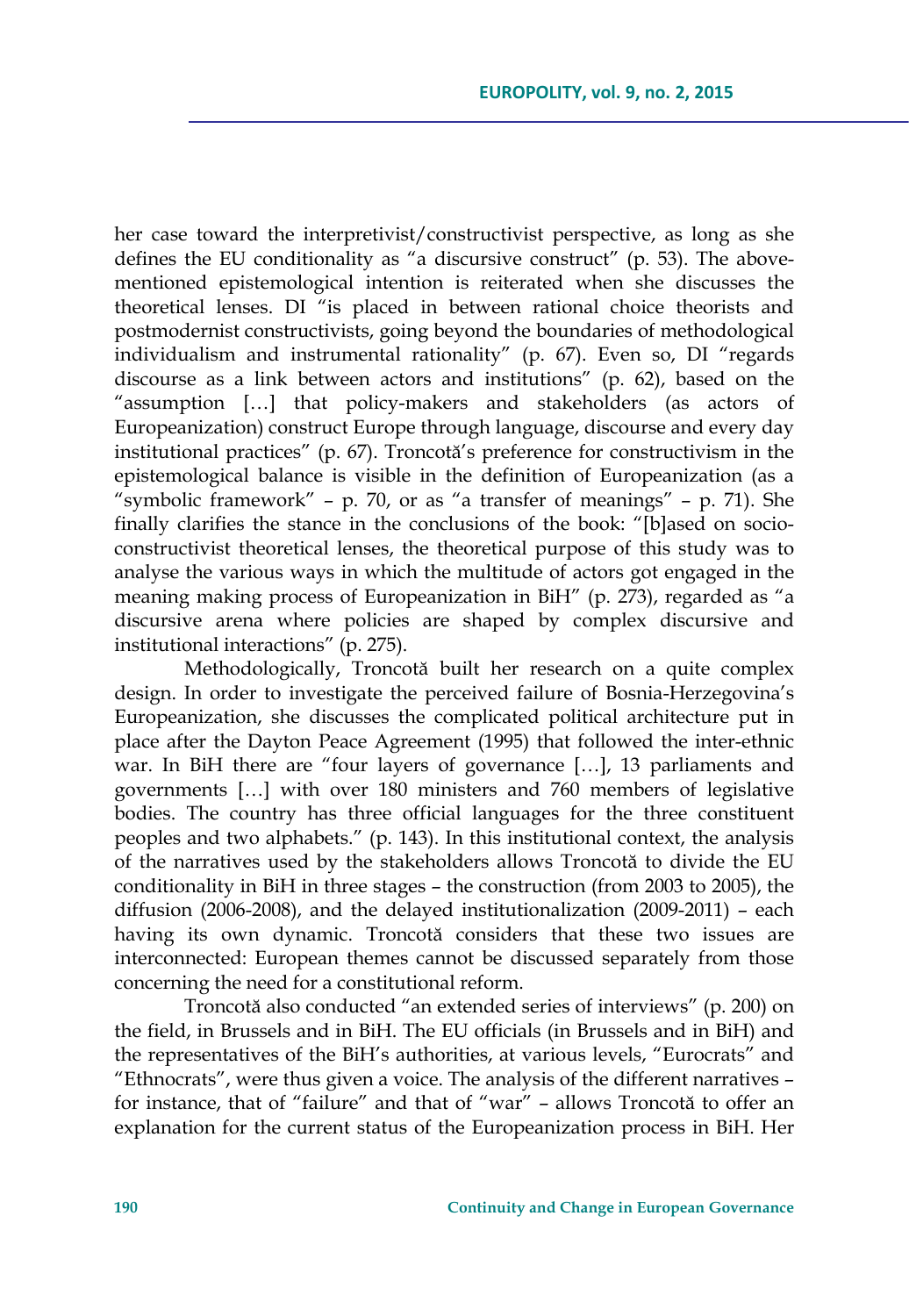her case toward the interpretivist/constructivist perspective, as long as she defines the EU conditionality as "a discursive construct" (p. 53). The above-mentioned epistemological intention is reiterated when she discusses the theoretical lenses. DI "is placed in between rational choice theorists and postmodernist constructivists, going beyond the boundaries of methodological individualism and instrumental rationality" (p. 67). Even so, DI "regards discourse as a link between actors and institutions" (p. 62), based on the "assumption […] that policy-makers and stakeholders (as actors of Europeanization) construct Europe through language, discourse and every day institutional practices" (p. 67). Troncotă's preference for constructivism in the epistemological balance is visible in the definition of Europeanization (as a "symbolic framework" – p. 70, or as "a transfer of meanings" – p. 71). She finally clarifies the stance in the conclusions of the book: "[b]ased on socio-constructivist theoretical lenses, the theoretical purpose of this study was to analyse the various ways in which the multitude of actors got engaged in the meaning making process of Europeanization in BiH" (p. 273), regarded as "a discursive arena where policies are shaped by complex discursive and institutional interactions" (p. 275).

Methodologically, Troncotă built her research on a quite complex design. In order to investigate the perceived failure of Bosnia-Herzegovina's Europeanization, she discusses the complicated political architecture put in place after the Dayton Peace Agreement (1995) that followed the inter-ethnic war. In BiH there are "four layers of governance […], 13 parliaments and governments […] with over 180 ministers and 760 members of legislative bodies. The country has three official languages for the three constituent peoples and two alphabets." (p. 143). In this institutional context, the analysis of the narratives used by the stakeholders allows Troncotă to divide the EU conditionality in BiH in three stages – the construction (from 2003 to 2005), the diffusion (2006-2008), and the delayed institutionalization (2009-2011) – each having its own dynamic. Troncotă considers that these two issues are interconnected: European themes cannot be discussed separately from those concerning the need for a constitutional reform.

Troncotă also conducted "an extended series of interviews" (p. 200) on the field, in Brussels and in BiH. The EU officials (in Brussels and in BiH) and the representatives of the BiH's authorities, at various levels, "Eurocrats" and "Ethnocrats", were thus given a voice. The analysis of the different narratives – for instance, that of "failure" and that of "war" – allows Troncotă to offer an explanation for the current status of the Europeanization process in BiH. Her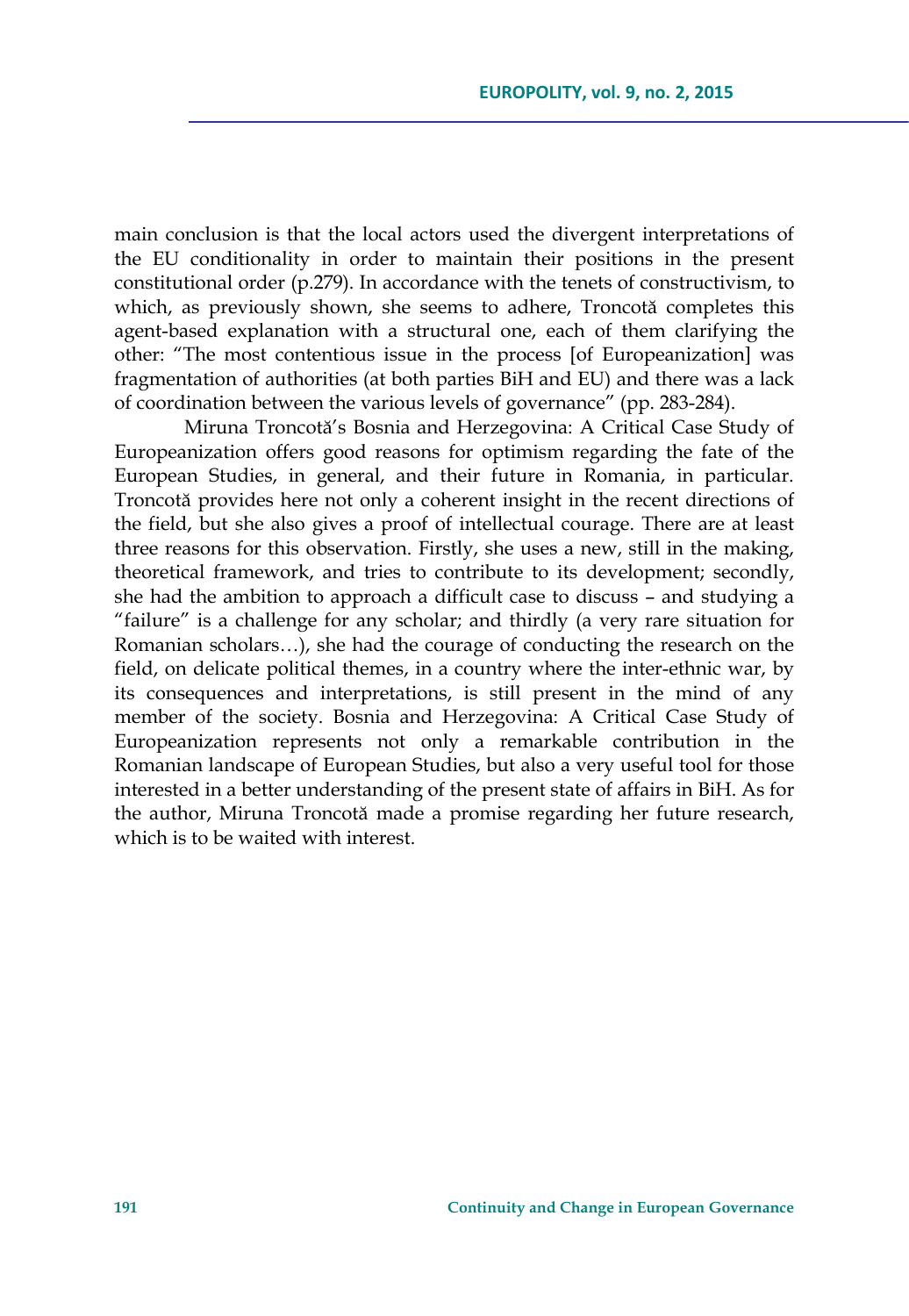main conclusion is that the local actors used the divergent interpretations of the EU conditionality in order to maintain their positions in the present constitutional order (p.279). In accordance with the tenets of constructivism, to which, as previously shown, she seems to adhere, Troncotă completes this agent-based explanation with a structural one, each of them clarifying the other: "The most contentious issue in the process [of Europeanization] was fragmentation of authorities (at both parties BiH and EU) and there was a lack of coordination between the various levels of governance" (pp. 283-284).

Miruna Troncotă's Bosnia and Herzegovina: A Critical Case Study of Europeanization offers good reasons for optimism regarding the fate of the European Studies, in general, and their future in Romania, in particular. Troncotă provides here not only a coherent insight in the recent directions of the field, but she also gives a proof of intellectual courage. There are at least three reasons for this observation. Firstly, she uses a new, still in the making, theoretical framework, and tries to contribute to its development; secondly, she had the ambition to approach a difficult case to discuss – and studying a "failure" is a challenge for any scholar; and thirdly (a very rare situation for Romanian scholars…), she had the courage of conducting the research on the field, on delicate political themes, in a country where the inter-ethnic war, by its consequences and interpretations, is still present in the mind of any member of the society. Bosnia and Herzegovina: A Critical Case Study of Europeanization represents not only a remarkable contribution in the Romanian landscape of European Studies, but also a very useful tool for those interested in a better understanding of the present state of affairs in BiH. As for the author, Miruna Troncotă made a promise regarding her future research, which is to be waited with interest.